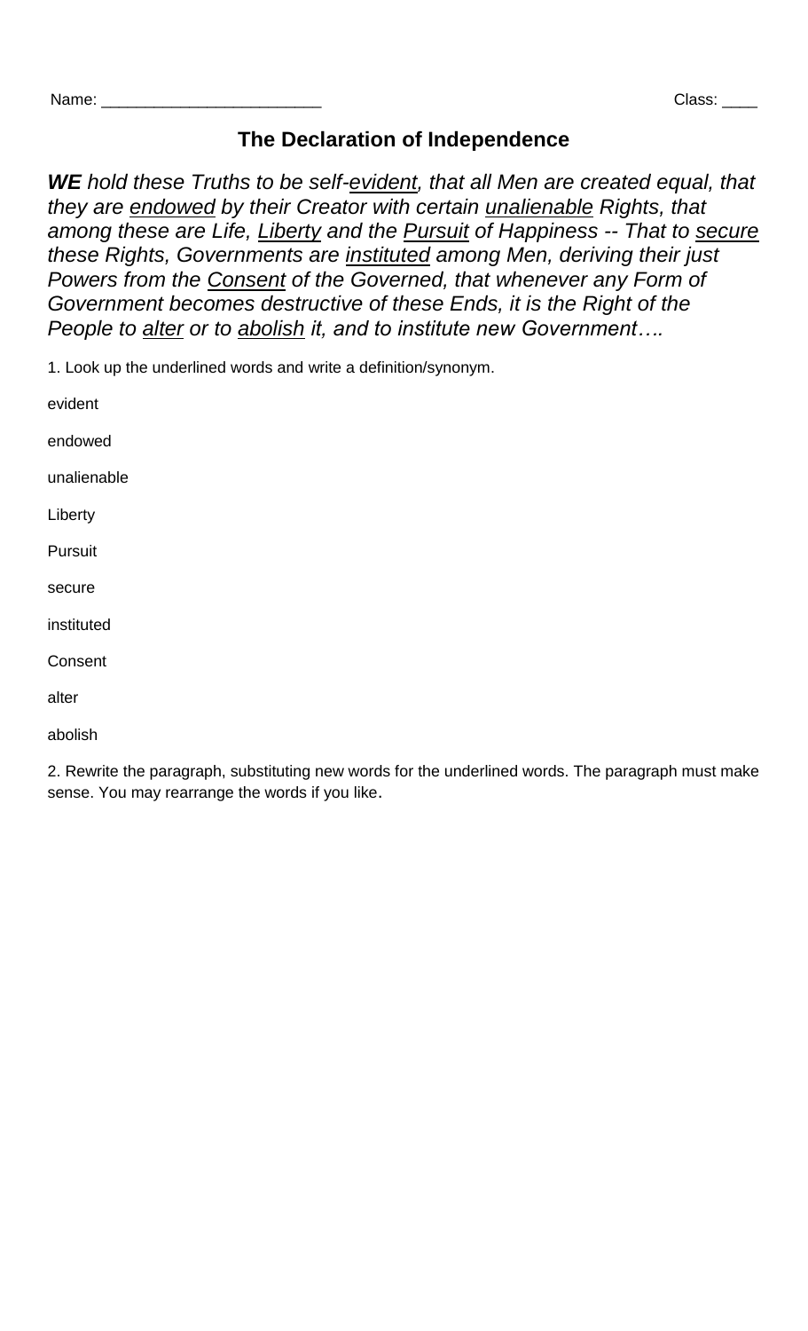Name: ________________________ Class: ____

# The Declaration of Independence

***WE** hold these Truths to be self-<u>evident</u>, that all Men are created equal, that they are <u>endowed</u> by their Creator with certain <u>unalienable</u> Rights, that among these are Life, <u>Liberty</u> and the <u>Pursuit</u> of Happiness -- That to <u>secure</u> these Rights, Governments are <u>instituted</u> among Men, deriving their just Powers from the <u>Consent</u> of the Governed, that whenever any Form of Government becomes destructive of these Ends, it is the Right of the People to <u>alter</u> or to <u>abolish</u> it, and to institute new Government….*

1. Look up the underlined words and write a definition/synonym.

evident

endowed

unalienable

Liberty

Pursuit

secure

instituted

Consent

alter

abolish

2. Rewrite the paragraph, substituting new words for the underlined words. The paragraph must make sense. You may rearrange the words if you like.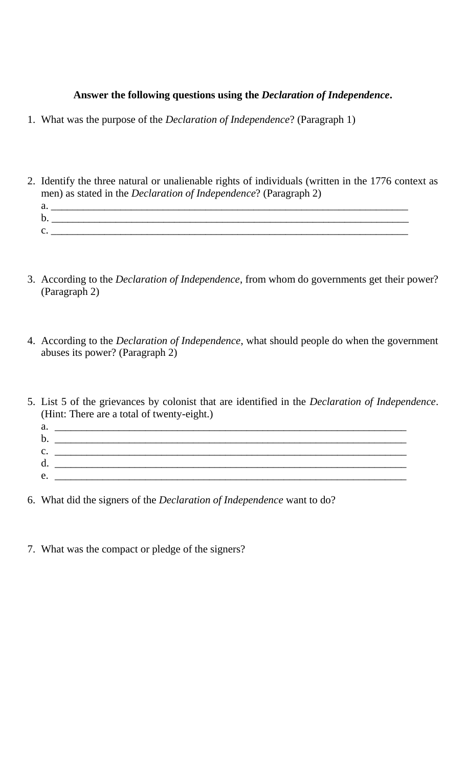**Answer the following questions using the *Declaration of Independence*.**

1. What was the purpose of the *Declaration of Independence*? (Paragraph 1)

2. Identify the three natural or unalienable rights of individuals (written in the 1776 context as men) as stated in the *Declaration of Independence*? (Paragraph 2)
   a. ______________________________________________________________________
   b. ______________________________________________________________________
   c. ______________________________________________________________________

3. According to the *Declaration of Independence*, from whom do governments get their power? (Paragraph 2)

4. According to the *Declaration of Independence*, what should people do when the government abuses its power? (Paragraph 2)

5. List 5 of the grievances by colonist that are identified in the *Declaration of Independence*. (Hint: There are a total of twenty-eight.)
   a. ______________________________________________________________________
   b. ______________________________________________________________________
   c. ______________________________________________________________________
   d. ______________________________________________________________________
   e. ______________________________________________________________________

6. What did the signers of the *Declaration of Independence* want to do?

7. What was the compact or pledge of the signers?